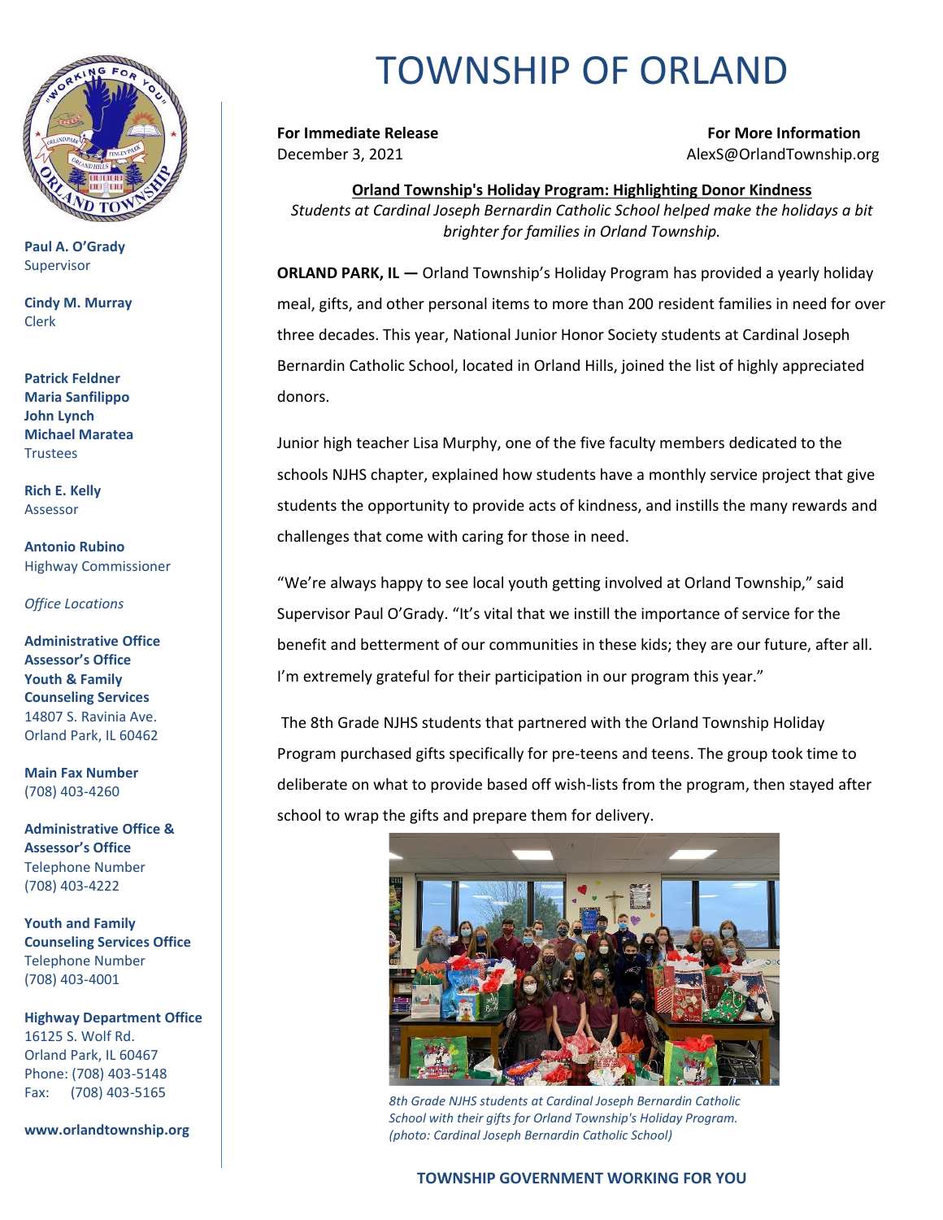# TOWNSHIP OF ORLAND

**Paul A. O'Grady**
Supervisor

**Cindy M. Murray**
Clerk

**Patrick Feldner**
**Maria Sanfilippo**
**John Lynch**
**Michael Maratea**
Trustees

**Rich E. Kelly**
Assessor

**Antonio Rubino**
Highway Commissioner

*Office Locations*

**Administrative Office**
**Assessor's Office**
**Youth & Family Counseling Services**
14807 S. Ravinia Ave.
Orland Park, IL 60462

**Main Fax Number**
(708) 403-4260

**Administrative Office & Assessor's Office**
Telephone Number
(708) 403-4222

**Youth and Family Counseling Services Office**
Telephone Number
(708) 403-4001

**Highway Department Office**
16125 S. Wolf Rd.
Orland Park, IL 60467
Phone: (708) 403-5148
Fax: (708) 403-5165

**www.orlandtownship.org**

---

**For Immediate Release**
December 3, 2021

**For More Information**
AlexS@OrlandTownship.org

## Orland Township's Holiday Program: Highlighting Donor Kindness

*Students at Cardinal Joseph Bernardin Catholic School helped make the holidays a bit brighter for families in Orland Township.*

**ORLAND PARK, IL —** Orland Township's Holiday Program has provided a yearly holiday meal, gifts, and other personal items to more than 200 resident families in need for over three decades. This year, National Junior Honor Society students at Cardinal Joseph Bernardin Catholic School, located in Orland Hills, joined the list of highly appreciated donors.

Junior high teacher Lisa Murphy, one of the five faculty members dedicated to the schools NJHS chapter, explained how students have a monthly service project that give students the opportunity to provide acts of kindness, and instills the many rewards and challenges that come with caring for those in need.

"We're always happy to see local youth getting involved at Orland Township," said Supervisor Paul O'Grady. "It's vital that we instill the importance of service for the benefit and betterment of our communities in these kids; they are our future, after all. I'm extremely grateful for their participation in our program this year."

The 8th Grade NJHS students that partnered with the Orland Township Holiday Program purchased gifts specifically for pre-teens and teens. The group took time to deliberate on what to provide based off wish-lists from the program, then stayed after school to wrap the gifts and prepare them for delivery.

*8th Grade NJHS students at Cardinal Joseph Bernardin Catholic School with their gifts for Orland Township's Holiday Program. (photo: Cardinal Joseph Bernardin Catholic School)*

**TOWNSHIP GOVERNMENT WORKING FOR YOU**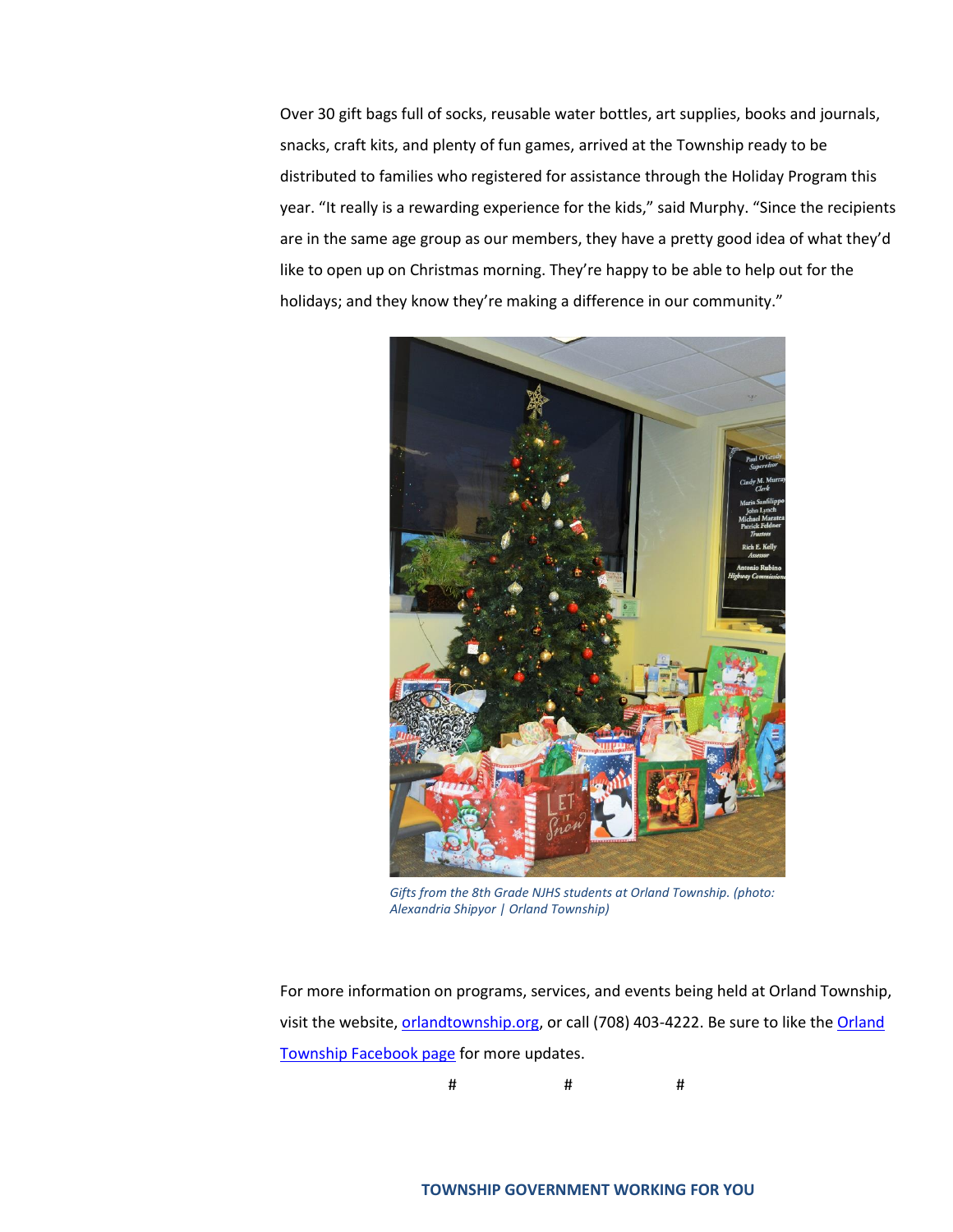Over 30 gift bags full of socks, reusable water bottles, art supplies, books and journals, snacks, craft kits, and plenty of fun games, arrived at the Township ready to be distributed to families who registered for assistance through the Holiday Program this year. “It really is a rewarding experience for the kids,” said Murphy. “Since the recipients are in the same age group as our members, they have a pretty good idea of what they’d like to open up on Christmas morning. They’re happy to be able to help out for the holidays; and they know they’re making a difference in our community.”

*Gifts from the 8th Grade NJHS students at Orland Township. (photo: Alexandria Shipyor | Orland Township)*

For more information on programs, services, and events being held at Orland Township, visit the website, [orlandtownship.org](orlandtownship.org), or call (708) 403-4222. Be sure to like the [Orland Township Facebook page](Orland Township Facebook page) for more updates.

\# # #

**TOWNSHIP GOVERNMENT WORKING FOR YOU**